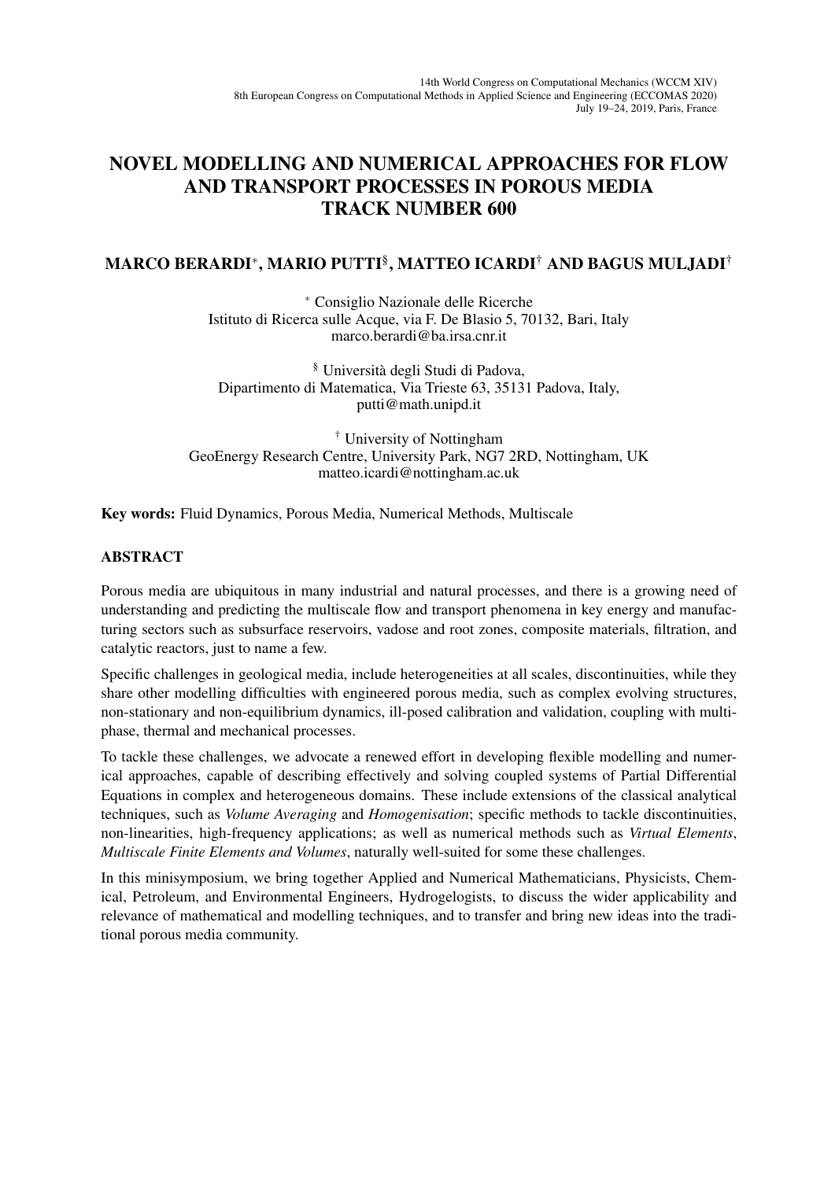# NOVEL MODELLING AND NUMERICAL APPROACHES FOR FLOW AND TRANSPORT PROCESSES IN POROUS MEDIA TRACK NUMBER 600

**MARCO BERARDI[*], MARIO PUTTI[§], MATTEO ICARDI[†] AND BAGUS MULJADI[†]**

[*] Consiglio Nazionale delle Ricerche
Istituto di Ricerca sulle Acque, via F. De Blasio 5, 70132, Bari, Italy
marco.berardi@ba.irsa.cnr.it

[§] Università degli Studi di Padova,
Dipartimento di Matematica, Via Trieste 63, 35131 Padova, Italy,
putti@math.unipd.it

[†] University of Nottingham
GeoEnergy Research Centre, University Park, NG7 2RD, Nottingham, UK
matteo.icardi@nottingham.ac.uk

**Key words:** Fluid Dynamics, Porous Media, Numerical Methods, Multiscale

## ABSTRACT

Porous media are ubiquitous in many industrial and natural processes, and there is a growing need of understanding and predicting the multiscale flow and transport phenomena in key energy and manufacturing sectors such as subsurface reservoirs, vadose and root zones, composite materials, filtration, and catalytic reactors, just to name a few.

Specific challenges in geological media, include heterogeneities at all scales, discontinuities, while they share other modelling difficulties with engineered porous media, such as complex evolving structures, non-stationary and non-equilibrium dynamics, ill-posed calibration and validation, coupling with multiphase, thermal and mechanical processes.

To tackle these challenges, we advocate a renewed effort in developing flexible modelling and numerical approaches, capable of describing effectively and solving coupled systems of Partial Differential Equations in complex and heterogeneous domains. These include extensions of the classical analytical techniques, such as *Volume Averaging* and *Homogenisation*; specific methods to tackle discontinuities, non-linearities, high-frequency applications; as well as numerical methods such as *Virtual Elements*, *Multiscale Finite Elements and Volumes*, naturally well-suited for some these challenges.

In this minisymposium, we bring together Applied and Numerical Mathematicians, Physicists, Chemical, Petroleum, and Environmental Engineers, Hydrogelogists, to discuss the wider applicability and relevance of mathematical and modelling techniques, and to transfer and bring new ideas into the traditional porous media community.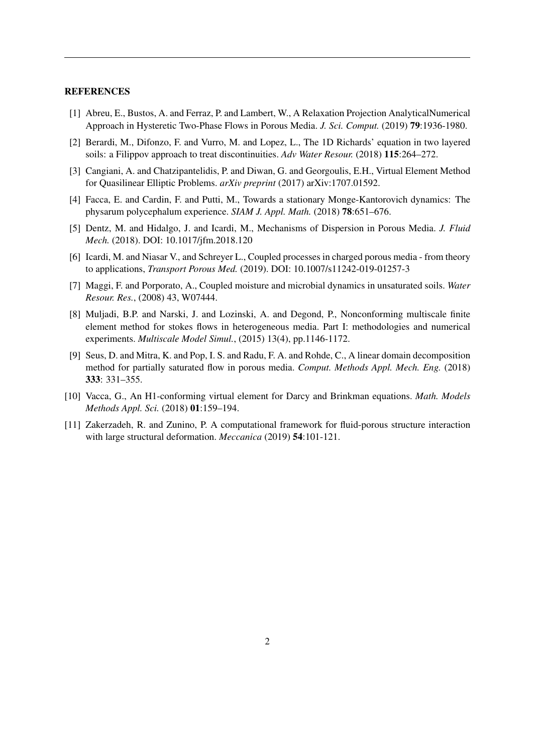## REFERENCES

[1] Abreu, E., Bustos, A. and Ferraz, P. and Lambert, W., A Relaxation Projection AnalyticalNumerical Approach in Hysteretic Two-Phase Flows in Porous Media. *J. Sci. Comput.* (2019) **79**:1936-1980.

[2] Berardi, M., Difonzo, F. and Vurro, M. and Lopez, L., The 1D Richards' equation in two layered soils: a Filippov approach to treat discontinuities. *Adv Water Resour.* (2018) **115**:264–272.

[3] Cangiani, A. and Chatzipantelidis, P. and Diwan, G. and Georgoulis, E.H., Virtual Element Method for Quasilinear Elliptic Problems. *arXiv preprint* (2017) arXiv:1707.01592.

[4] Facca, E. and Cardin, F. and Putti, M., Towards a stationary Monge-Kantorovich dynamics: The physarum polycephalum experience. *SIAM J. Appl. Math.* (2018) **78**:651–676.

[5] Dentz, M. and Hidalgo, J. and Icardi, M., Mechanisms of Dispersion in Porous Media. *J. Fluid Mech.* (2018). DOI: 10.1017/jfm.2018.120

[6] Icardi, M. and Niasar V., and Schreyer L., Coupled processes in charged porous media - from theory to applications, *Transport Porous Med.* (2019). DOI: 10.1007/s11242-019-01257-3

[7] Maggi, F. and Porporato, A., Coupled moisture and microbial dynamics in unsaturated soils. *Water Resour. Res.*, (2008) 43, W07444.

[8] Muljadi, B.P. and Narski, J. and Lozinski, A. and Degond, P., Nonconforming multiscale finite element method for stokes flows in heterogeneous media. Part I: methodologies and numerical experiments. *Multiscale Model Simul.*, (2015) 13(4), pp.1146-1172.

[9] Seus, D. and Mitra, K. and Pop, I. S. and Radu, F. A. and Rohde, C., A linear domain decomposition method for partially saturated flow in porous media. *Comput. Methods Appl. Mech. Eng.* (2018) **333**: 331–355.

[10] Vacca, G., An H1-conforming virtual element for Darcy and Brinkman equations. *Math. Models Methods Appl. Sci.* (2018) **01**:159–194.

[11] Zakerzadeh, R. and Zunino, P. A computational framework for fluid-porous structure interaction with large structural deformation. *Meccanica* (2019) **54**:101-121.